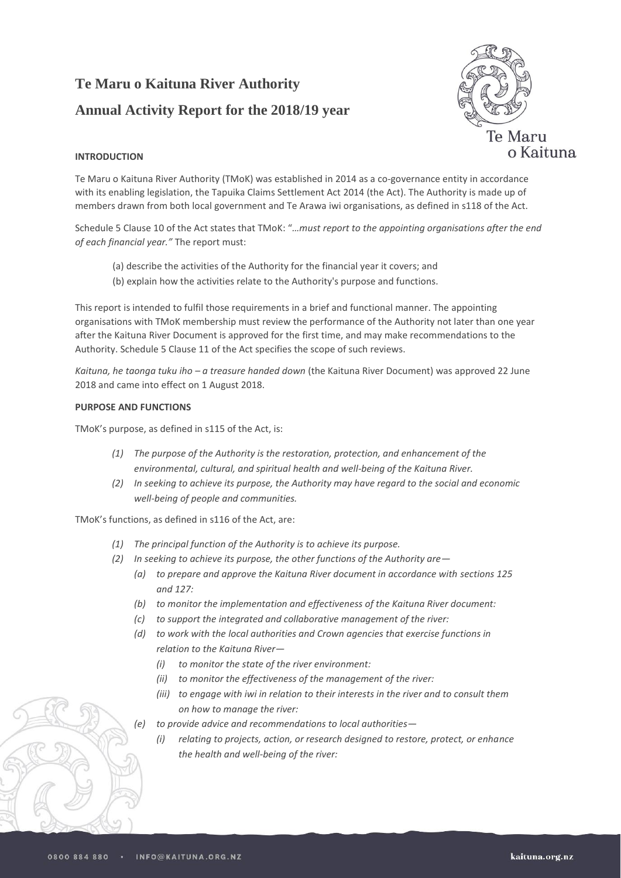# Te Maru o Kaituna River Authority

# Annual Activity Report for the 2018/19 year

Te Maru o Kaituna

## INTRODUCTION

Te Maru o Kaituna River Authority (TMoK) was established in 2014 as a co-governance entity in accordance with its enabling legislation, the Tapuika Claims Settlement Act 2014 (the Act). The Authority is made up of members drawn from both local government and Te Arawa iwi organisations, as defined in s118 of the Act.

Schedule 5 Clause 10 of the Act states that TMoK: "*…must report to the appointing organisations after the end of each financial year.*" The report must:

(a) describe the activities of the Authority for the financial year it covers; and

(b) explain how the activities relate to the Authority's purpose and functions.

This report is intended to fulfil those requirements in a brief and functional manner. The appointing organisations with TMoK membership must review the performance of the Authority not later than one year after the Kaituna River Document is approved for the first time, and may make recommendations to the Authority. Schedule 5 Clause 11 of the Act specifies the scope of such reviews.

*Kaituna, he taonga tuku iho – a treasure handed down* (the Kaituna River Document) was approved 22 June 2018 and came into effect on 1 August 2018.

## PURPOSE AND FUNCTIONS

TMoK's purpose, as defined in s115 of the Act, is:

*(1) The purpose of the Authority is the restoration, protection, and enhancement of the environmental, cultural, and spiritual health and well-being of the Kaituna River.*

*(2) In seeking to achieve its purpose, the Authority may have regard to the social and economic well-being of people and communities.*

TMoK's functions, as defined in s116 of the Act, are:

*(1) The principal function of the Authority is to achieve its purpose.*

*(2) In seeking to achieve its purpose, the other functions of the Authority are—*

- *(a) to prepare and approve the Kaituna River document in accordance with sections 125 and 127:*
- *(b) to monitor the implementation and effectiveness of the Kaituna River document:*
- *(c) to support the integrated and collaborative management of the river:*
- *(d) to work with the local authorities and Crown agencies that exercise functions in relation to the Kaituna River—*
  - *(i) to monitor the state of the river environment:*
  - *(ii) to monitor the effectiveness of the management of the river:*
  - *(iii) to engage with iwi in relation to their interests in the river and to consult them on how to manage the river:*
- *(e) to provide advice and recommendations to local authorities—*
  - *(i) relating to projects, action, or research designed to restore, protect, or enhance the health and well-being of the river:*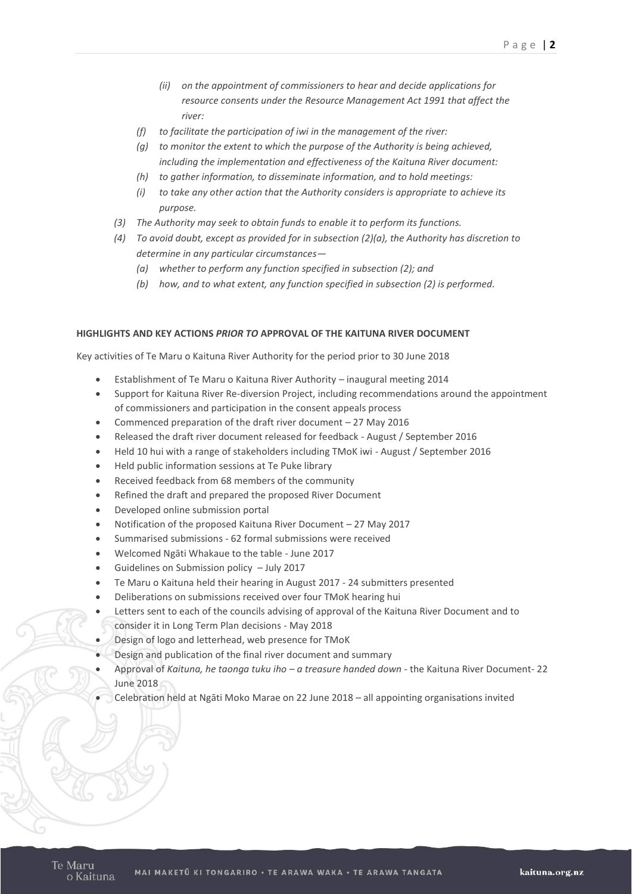- *(ii) on the appointment of commissioners to hear and decide applications for resource consents under the Resource Management Act 1991 that affect the river:*
- *(f) to facilitate the participation of iwi in the management of the river:*
- *(g) to monitor the extent to which the purpose of the Authority is being achieved, including the implementation and effectiveness of the Kaituna River document:*
- *(h) to gather information, to disseminate information, and to hold meetings:*
- *(i) to take any other action that the Authority considers is appropriate to achieve its purpose.*

*(3) The Authority may seek to obtain funds to enable it to perform its functions.*

*(4) To avoid doubt, except as provided for in subsection (2)(a), the Authority has discretion to determine in any particular circumstances—*

- *(a) whether to perform any function specified in subsection (2); and*
- *(b) how, and to what extent, any function specified in subsection (2) is performed.*

**HIGHLIGHTS AND KEY ACTIONS *PRIOR TO* APPROVAL OF THE KAITUNA RIVER DOCUMENT**

Key activities of Te Maru o Kaituna River Authority for the period prior to 30 June 2018

- Establishment of Te Maru o Kaituna River Authority – inaugural meeting 2014
- Support for Kaituna River Re-diversion Project, including recommendations around the appointment of commissioners and participation in the consent appeals process
- Commenced preparation of the draft river document – 27 May 2016
- Released the draft river document released for feedback - August / September 2016
- Held 10 hui with a range of stakeholders including TMoK iwi - August / September 2016
- Held public information sessions at Te Puke library
- Received feedback from 68 members of the community
- Refined the draft and prepared the proposed River Document
- Developed online submission portal
- Notification of the proposed Kaituna River Document – 27 May 2017
- Summarised submissions - 62 formal submissions were received
- Welcomed Ngāti Whakaue to the table - June 2017
- Guidelines on Submission policy – July 2017
- Te Maru o Kaituna held their hearing in August 2017 - 24 submitters presented
- Deliberations on submissions received over four TMoK hearing hui
- Letters sent to each of the councils advising of approval of the Kaituna River Document and to consider it in Long Term Plan decisions - May 2018
- Design of logo and letterhead, web presence for TMoK
- Design and publication of the final river document and summary
- Approval of *Kaituna, he taonga tuku iho – a treasure handed down* - the Kaituna River Document- 22 June 2018
- Celebration held at Ngāti Moko Marae on 22 June 2018 – all appointing organisations invited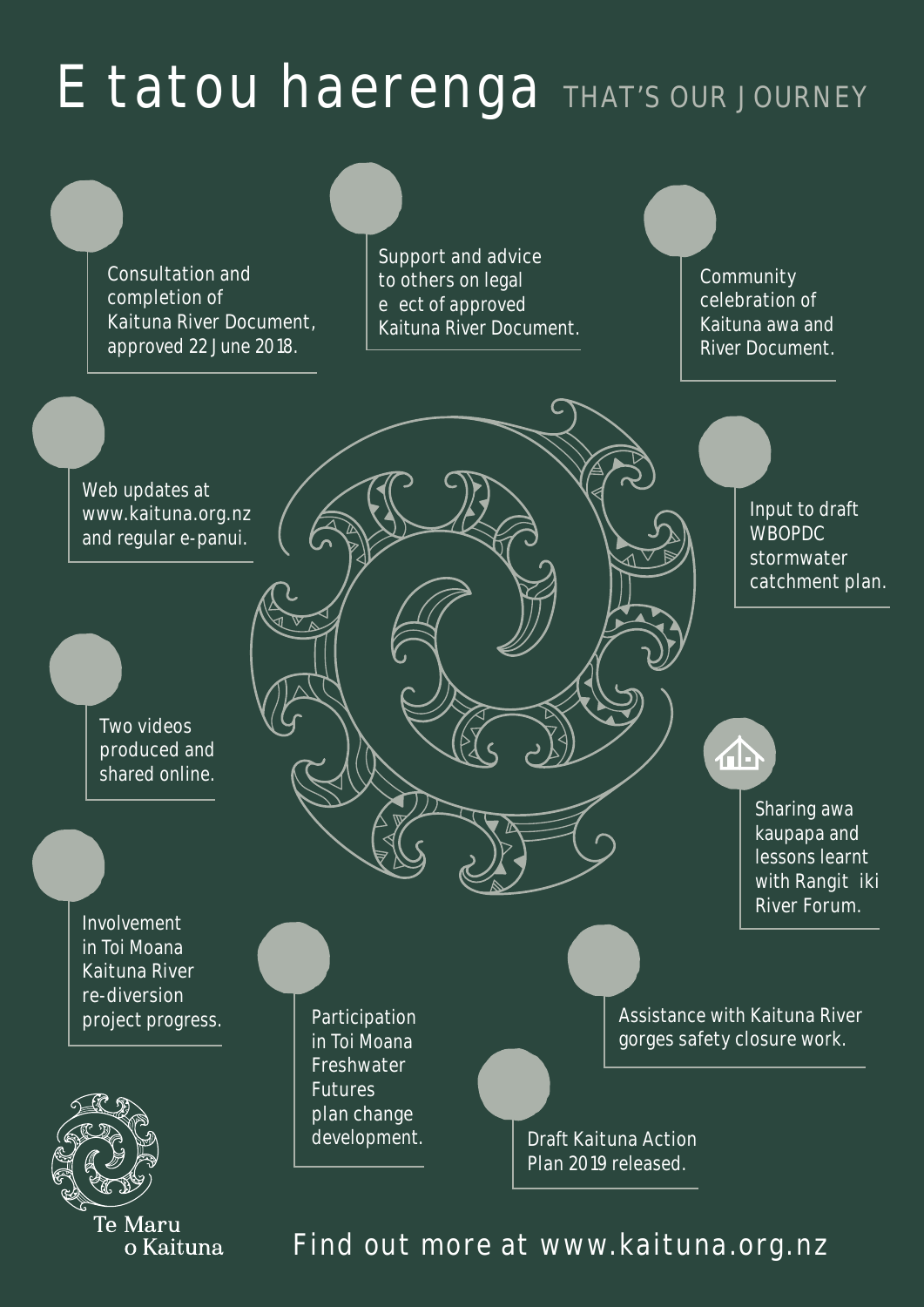# E tatou haerenga THAT'S OUR JOURNEY

- Consultation and completion of Kaituna River Document, approved 22 June 2018.
- Support and advice to others on legal e ect of approved Kaituna River Document.
- Community celebration of Kaituna awa and River Document.
- Web updates at www.kaituna.org.nz and regular e-panui.
- Input to draft WBOPDC stormwater catchment plan.
- Two videos produced and shared online.
- Sharing awa kaupapa and lessons learnt with Rangit iki River Forum.
- Involvement in Toi Moana Kaituna River re-diversion project progress.
- Participation in Toi Moana Freshwater Futures plan change development.
- Assistance with Kaituna River gorges safety closure work.
- Draft Kaituna Action Plan 2019 released.

Te Maru o Kaituna

Find out more at www.kaituna.org.nz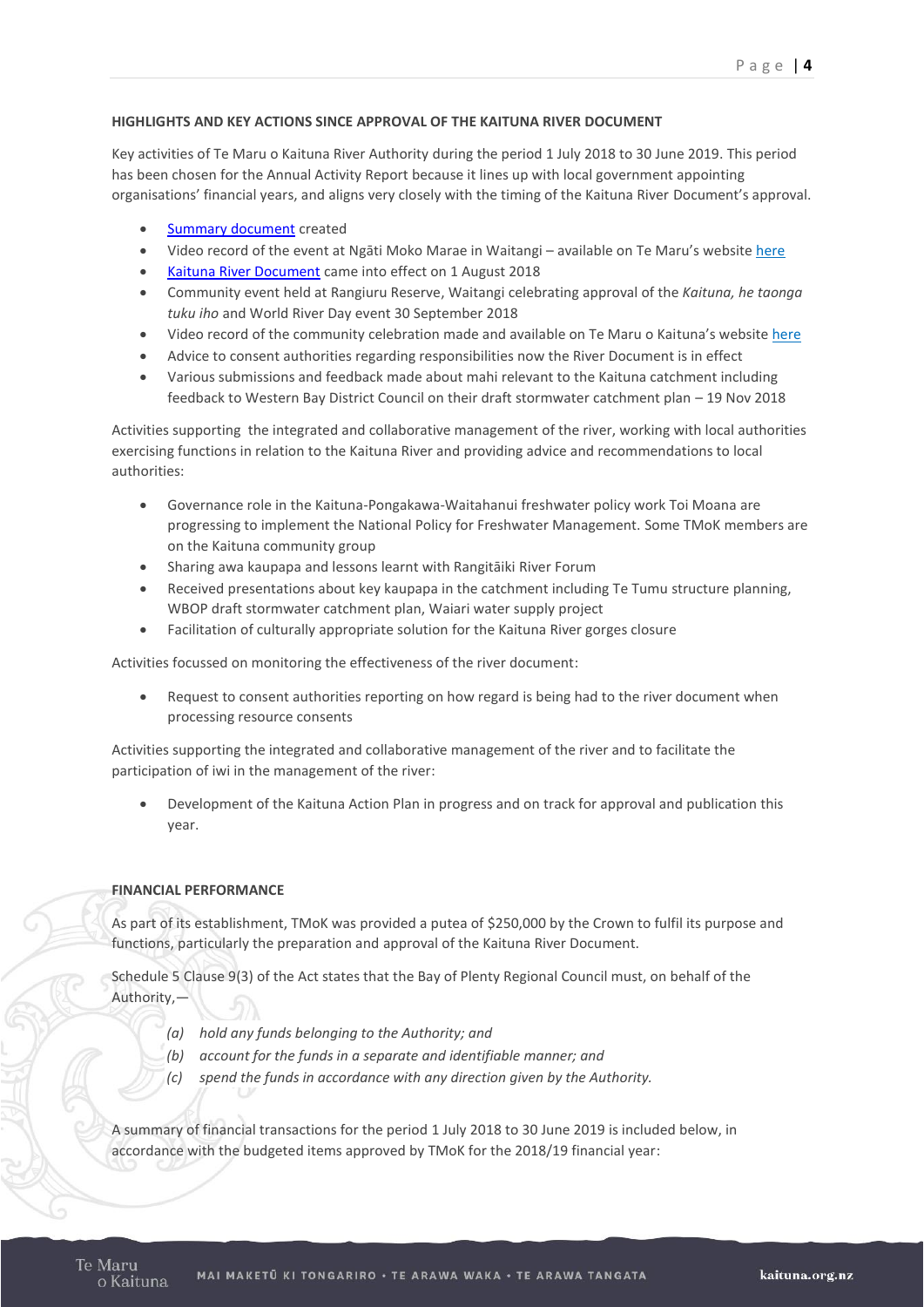**HIGHLIGHTS AND KEY ACTIONS SINCE APPROVAL OF THE KAITUNA RIVER DOCUMENT**

Key activities of Te Maru o Kaituna River Authority during the period 1 July 2018 to 30 June 2019. This period has been chosen for the Annual Activity Report because it lines up with local government appointing organisations' financial years, and aligns very closely with the timing of the Kaituna River Document's approval.

- Summary document created
- Video record of the event at Ngāti Moko Marae in Waitangi – available on Te Maru's website here
- Kaituna River Document came into effect on 1 August 2018
- Community event held at Rangiuru Reserve, Waitangi celebrating approval of the *Kaituna, he taonga tuku iho* and World River Day event 30 September 2018
- Video record of the community celebration made and available on Te Maru o Kaituna's website here
- Advice to consent authorities regarding responsibilities now the River Document is in effect
- Various submissions and feedback made about mahi relevant to the Kaituna catchment including feedback to Western Bay District Council on their draft stormwater catchment plan – 19 Nov 2018

Activities supporting the integrated and collaborative management of the river, working with local authorities exercising functions in relation to the Kaituna River and providing advice and recommendations to local authorities:

- Governance role in the Kaituna-Pongakawa-Waitahanui freshwater policy work Toi Moana are progressing to implement the National Policy for Freshwater Management. Some TMoK members are on the Kaituna community group
- Sharing awa kaupapa and lessons learnt with Rangitāiki River Forum
- Received presentations about key kaupapa in the catchment including Te Tumu structure planning, WBOP draft stormwater catchment plan, Waiari water supply project
- Facilitation of culturally appropriate solution for the Kaituna River gorges closure

Activities focussed on monitoring the effectiveness of the river document:

- Request to consent authorities reporting on how regard is being had to the river document when processing resource consents

Activities supporting the integrated and collaborative management of the river and to facilitate the participation of iwi in the management of the river:

- Development of the Kaituna Action Plan in progress and on track for approval and publication this year.

**FINANCIAL PERFORMANCE**

As part of its establishment, TMoK was provided a putea of $250,000 by the Crown to fulfil its purpose and functions, particularly the preparation and approval of the Kaituna River Document.

Schedule 5 Clause 9(3) of the Act states that the Bay of Plenty Regional Council must, on behalf of the Authority,—

> *(a) hold any funds belonging to the Authority; and*
> *(b) account for the funds in a separate and identifiable manner; and*
> *(c) spend the funds in accordance with any direction given by the Authority.*

A summary of financial transactions for the period 1 July 2018 to 30 June 2019 is included below, in accordance with the budgeted items approved by TMoK for the 2018/19 financial year: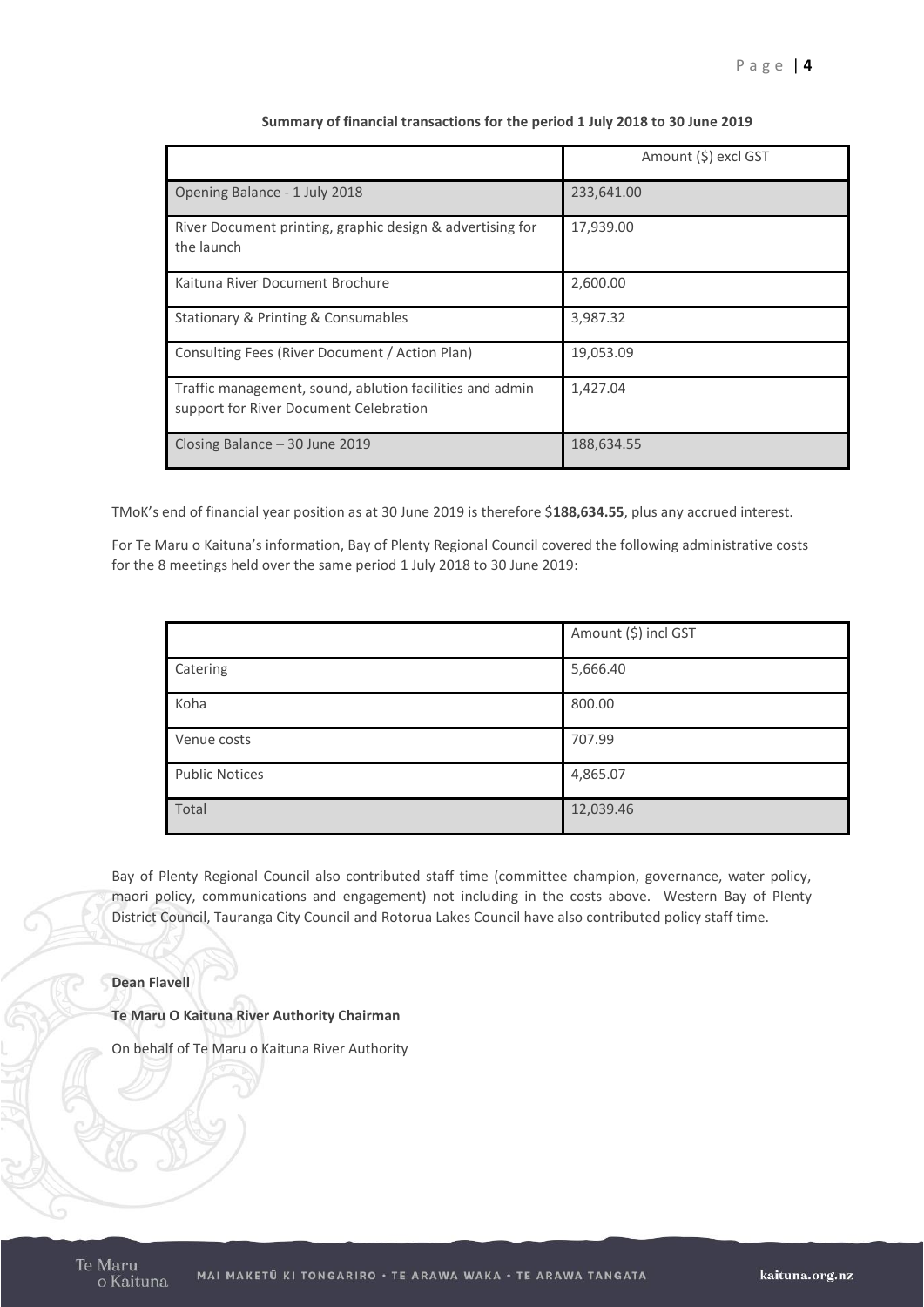**Summary of financial transactions for the period 1 July 2018 to 30 June 2019**

| | Amount ($) excl GST |
|---|---|
| Opening Balance - 1 July 2018 | 233,641.00 |
| River Document printing, graphic design & advertising for the launch | 17,939.00 |
| Kaituna River Document Brochure | 2,600.00 |
| Stationary & Printing & Consumables | 3,987.32 |
| Consulting Fees (River Document / Action Plan) | 19,053.09 |
| Traffic management, sound, ablution facilities and admin support for River Document Celebration | 1,427.04 |
| Closing Balance – 30 June 2019 | 188,634.55 |

TMoK's end of financial year position as at 30 June 2019 is therefore $**188,634.55**, plus any accrued interest.

For Te Maru o Kaituna's information, Bay of Plenty Regional Council covered the following administrative costs for the 8 meetings held over the same period 1 July 2018 to 30 June 2019:

| | Amount ($) incl GST |
|---|---|
| Catering | 5,666.40 |
| Koha | 800.00 |
| Venue costs | 707.99 |
| Public Notices | 4,865.07 |
| Total | 12,039.46 |

Bay of Plenty Regional Council also contributed staff time (committee champion, governance, water policy, maori policy, communications and engagement) not including in the costs above. Western Bay of Plenty District Council, Tauranga City Council and Rotorua Lakes Council have also contributed policy staff time.

**Dean Flavell**

**Te Maru O Kaituna River Authority Chairman**

On behalf of Te Maru o Kaituna River Authority